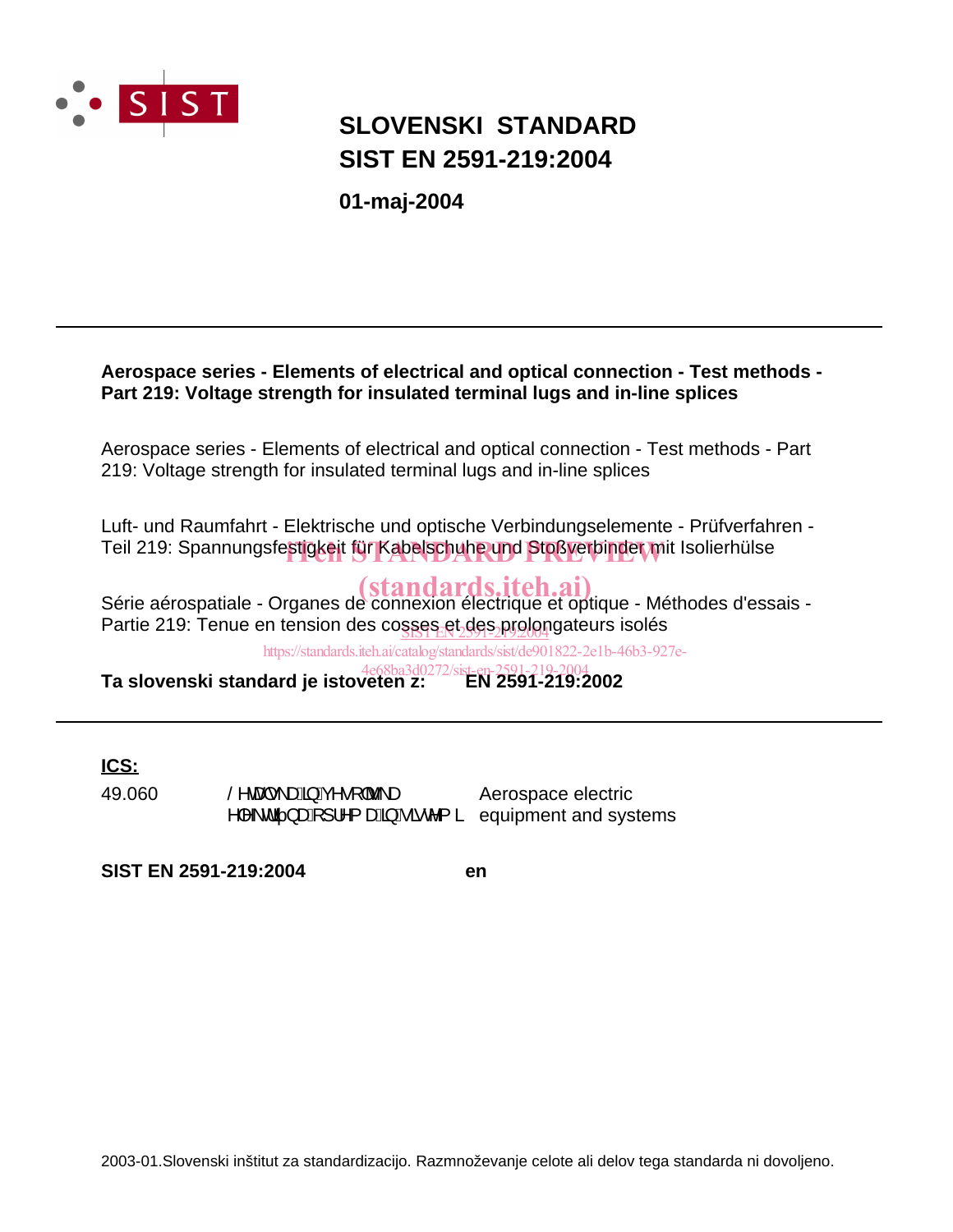# SLOVENSKI STANDARD
# SIST EN 2591-219:2004

**01-maj-2004**

---

**Aerospace series - Elements of electrical and optical connection - Test methods - Part 219: Voltage strength for insulated terminal lugs and in-line splices**

Aerospace series - Elements of electrical and optical connection - Test methods - Part 219: Voltage strength for insulated terminal lugs and in-line splices

Luft- und Raumfahrt - Elektrische und optische Verbindungselemente - Prüfverfahren - Teil 219: Spannungsfestigkeit für Kabelschuhe und Stoßverbinder mit Isolierhülse

Série aérospatiale - Organes de connexion électrique et optique - Méthodes d'essais - Partie 219: Tenue en tension des cosses et des prolongateurs isolés

**Ta slovenski standard je istoveten z: EN 2591-219:2002**

---

**ICS:**

| | | |
|---|---|---|
| 49.060 | Letalska in vesoljska električna oprema in sistemi | Aerospace electric equipment and systems |

**SIST EN 2591-219:2004** **en**

2003-01.Slovenski inštitut za standardizacijo. Razmnoževanje celote ali delov tega standarda ni dovoljeno.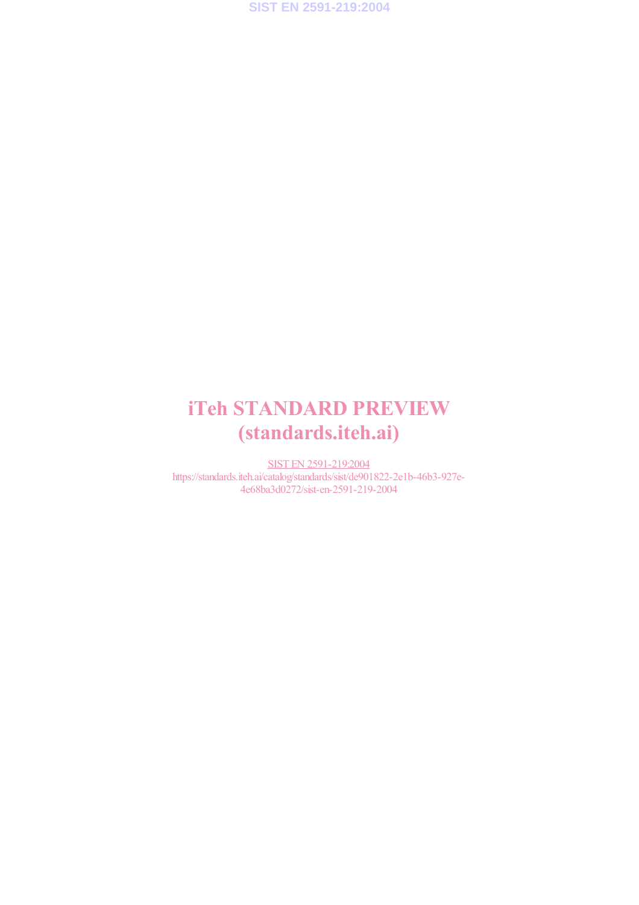iTeh STANDARD PREVIEW
(standards.iteh.ai)

SIST EN 2591-219:2004
https://standards.iteh.ai/catalog/standards/sist/de901822-2e1b-46b3-927e-4e68ba3d0272/sist-en-2591-219-2004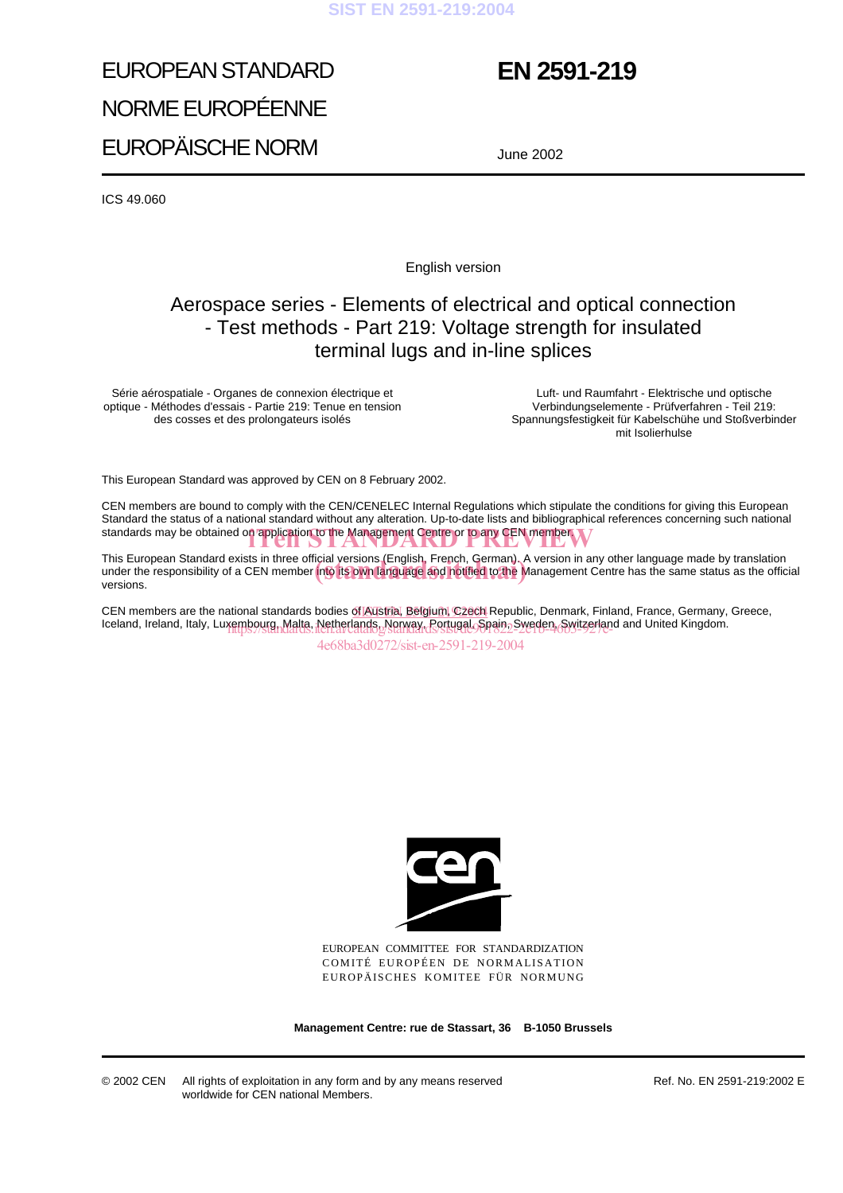# EUROPEAN STANDARD

# NORME EUROPÉENNE

# EUROPÄISCHE NORM

# EN 2591-219

June 2002

ICS 49.060

English version

## Aerospace series - Elements of electrical and optical connection - Test methods - Part 219: Voltage strength for insulated terminal lugs and in-line splices

Série aérospatiale - Organes de connexion électrique et optique - Méthodes d'essais - Partie 219: Tenue en tension des cosses et des prolongateurs isolés

Luft- und Raumfahrt - Elektrische und optische Verbindungselemente - Prüfverfahren - Teil 219: Spannungsfestigkeit für Kabelschühe und Stoßverbinder mit Isolierhulse

This European Standard was approved by CEN on 8 February 2002.

CEN members are bound to comply with the CEN/CENELEC Internal Regulations which stipulate the conditions for giving this European Standard the status of a national standard without any alteration. Up-to-date lists and bibliographical references concerning such national standards may be obtained on application to the Management Centre or to any CEN member.

This European Standard exists in three official versions (English, French, German). A version in any other language made by translation under the responsibility of a CEN member into its own language and notified to the Management Centre has the same status as the official versions.

CEN members are the national standards bodies of Austria, Belgium, Czech Republic, Denmark, Finland, France, Germany, Greece, Iceland, Ireland, Italy, Luxembourg, Malta, Netherlands, Norway, Portugal, Spain, Sweden, Switzerland and United Kingdom.

EUROPEAN COMMITTEE FOR STANDARDIZATION
COMITÉ EUROPÉEN DE NORMALISATION
EUROPÄISCHES KOMITEE FÜR NORMUNG

**Management Centre: rue de Stassart, 36 B-1050 Brussels**

© 2002 CEN All rights of exploitation in any form and by any means reserved worldwide for CEN national Members.

Ref. No. EN 2591-219:2002 E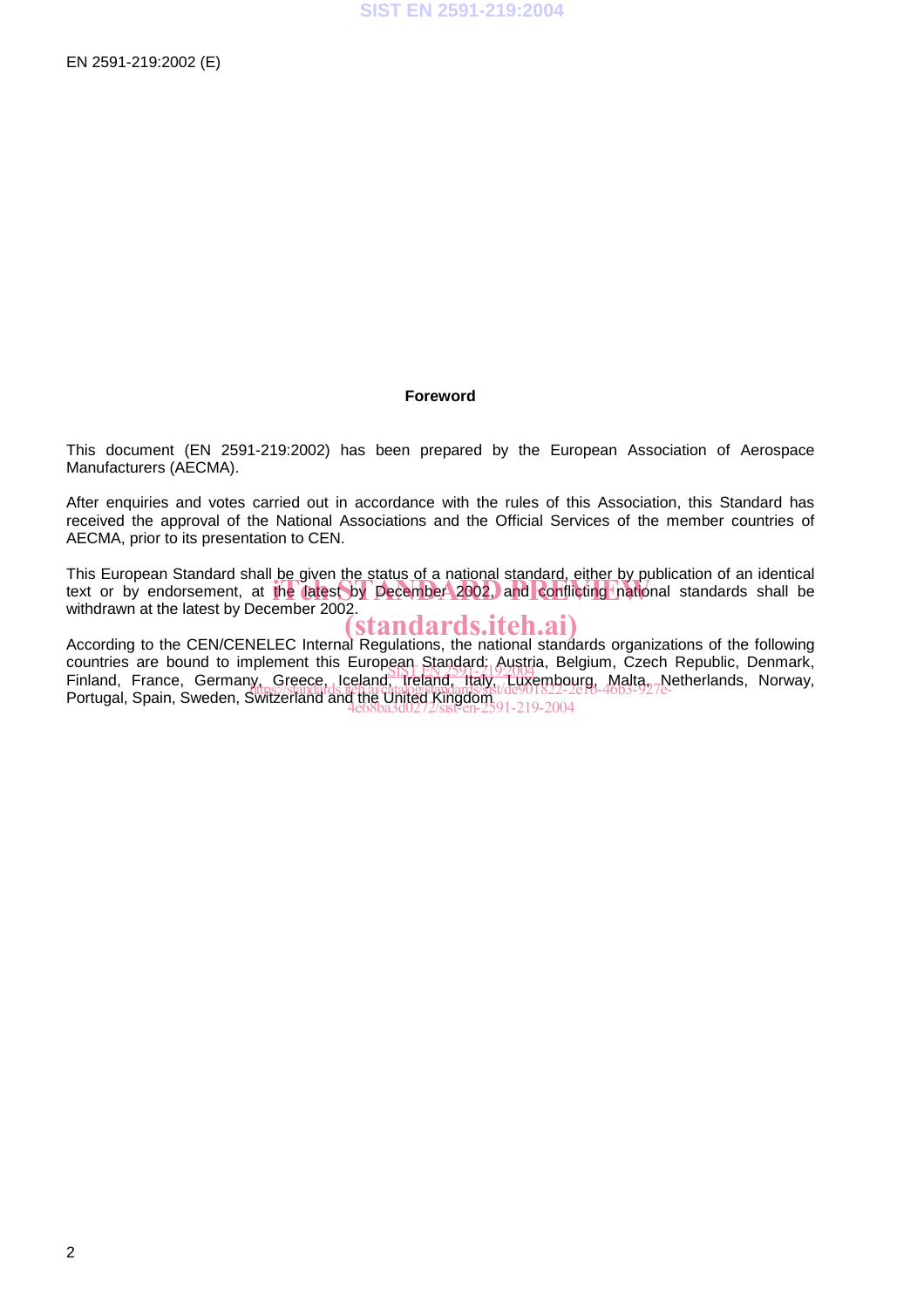## Foreword

This document (EN 2591-219:2002) has been prepared by the European Association of Aerospace Manufacturers (AECMA).

After enquiries and votes carried out in accordance with the rules of this Association, this Standard has received the approval of the National Associations and the Official Services of the member countries of AECMA, prior to its presentation to CEN.

This European Standard shall be given the status of a national standard, either by publication of an identical text or by endorsement, at the latest by December 2002, and conflicting national standards shall be withdrawn at the latest by December 2002.

According to the CEN/CENELEC Internal Regulations, the national standards organizations of the following countries are bound to implement this European Standard: Austria, Belgium, Czech Republic, Denmark, Finland, France, Germany, Greece, Iceland, Ireland, Italy, Luxembourg, Malta, Netherlands, Norway, Portugal, Spain, Sweden, Switzerland and the United Kingdom.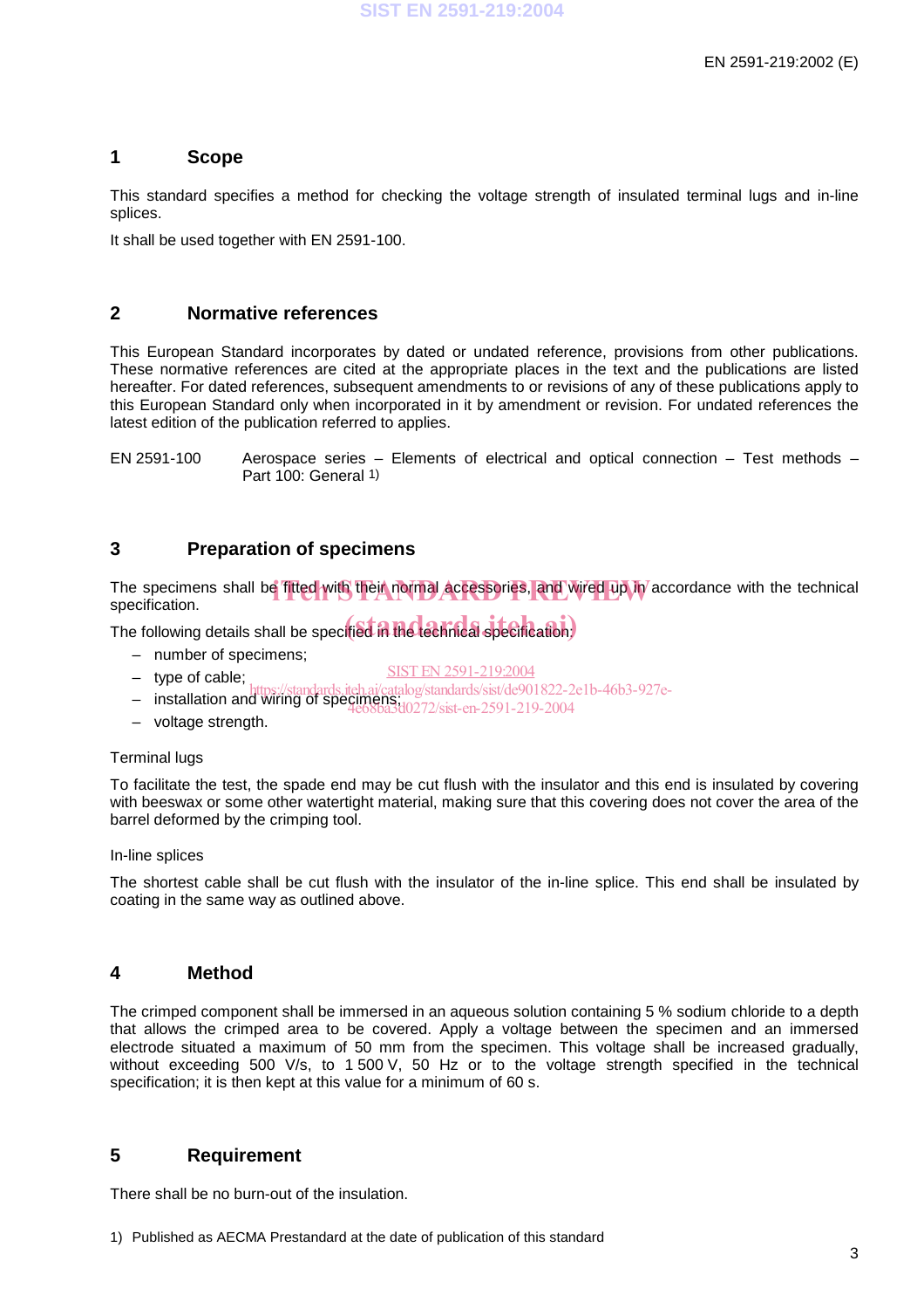## 1 Scope

This standard specifies a method for checking the voltage strength of insulated terminal lugs and in-line splices.

It shall be used together with EN 2591-100.

## 2 Normative references

This European Standard incorporates by dated or undated reference, provisions from other publications. These normative references are cited at the appropriate places in the text and the publications are listed hereafter. For dated references, subsequent amendments to or revisions of any of these publications apply to this European Standard only when incorporated in it by amendment or revision. For undated references the latest edition of the publication referred to applies.

EN 2591-100 Aerospace series – Elements of electrical and optical connection – Test methods – Part 100: General [1)]

## 3 Preparation of specimens

The specimens shall be fitted with their normal accessories, and wired up in accordance with the technical specification.

The following details shall be specified in the technical specification:

- number of specimens;
- type of cable;
- installation and wiring of specimens;
- voltage strength.

Terminal lugs

To facilitate the test, the spade end may be cut flush with the insulator and this end is insulated by covering with beeswax or some other watertight material, making sure that this covering does not cover the area of the barrel deformed by the crimping tool.

In-line splices

The shortest cable shall be cut flush with the insulator of the in-line splice. This end shall be insulated by coating in the same way as outlined above.

## 4 Method

The crimped component shall be immersed in an aqueous solution containing 5 % sodium chloride to a depth that allows the crimped area to be covered. Apply a voltage between the specimen and an immersed electrode situated a maximum of 50 mm from the specimen. This voltage shall be increased gradually, without exceeding 500 V/s, to 1 500 V, 50 Hz or to the voltage strength specified in the technical specification; it is then kept at this value for a minimum of 60 s.

## 5 Requirement

There shall be no burn-out of the insulation.

1) Published as AECMA Prestandard at the date of publication of this standard